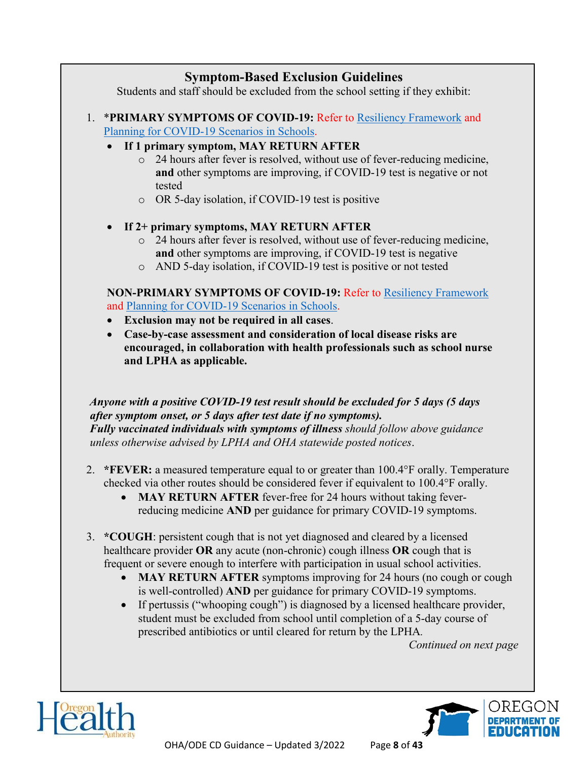## Symptom-Based Exclusion Guidelines

Students and staff should be excluded from the school setting if they exhibit:

1. ***PRIMARY SYMPTOMS OF COVID-19:** Refer to Resiliency Framework and Planning for COVID-19 Scenarios in Schools.
   - **If 1 primary symptom, MAY RETURN AFTER**
     - 24 hours after fever is resolved, without use of fever-reducing medicine, **and** other symptoms are improving, if COVID-19 test is negative or not tested
     - OR 5-day isolation, if COVID-19 test is positive
   - **If 2+ primary symptoms, MAY RETURN AFTER**
     - 24 hours after fever is resolved, without use of fever-reducing medicine, **and** other symptoms are improving, if COVID-19 test is negative
     - AND 5-day isolation, if COVID-19 test is positive or not tested

   **NON-PRIMARY SYMPTOMS OF COVID-19:** Refer to Resiliency Framework and Planning for COVID-19 Scenarios in Schools.
   - **Exclusion may not be required in all cases**.
   - **Case-by-case assessment and consideration of local disease risks are encouraged, in collaboration with health professionals such as school nurse and LPHA as applicable.**

   ***Anyone with a positive COVID-19 test result should be excluded for 5 days (5 days after symptom onset, or 5 days after test date if no symptoms).***
   ***Fully vaccinated individuals with symptoms of illness*** *should follow above guidance unless otherwise advised by LPHA and OHA statewide posted notices*.

2. ***FEVER:** a measured temperature equal to or greater than 100.4°F orally. Temperature checked via other routes should be considered fever if equivalent to 100.4°F orally.
   - **MAY RETURN AFTER** fever-free for 24 hours without taking fever-reducing medicine **AND** per guidance for primary COVID-19 symptoms.

3. ***COUGH**: persistent cough that is not yet diagnosed and cleared by a licensed healthcare provider **OR** any acute (non-chronic) cough illness **OR** cough that is frequent or severe enough to interfere with participation in usual school activities.
   - **MAY RETURN AFTER** symptoms improving for 24 hours (no cough or cough is well-controlled) **AND** per guidance for primary COVID-19 symptoms.
   - If pertussis ("whooping cough") is diagnosed by a licensed healthcare provider, student must be excluded from school until completion of a 5-day course of prescribed antibiotics or until cleared for return by the LPHA.

*Continued on next page*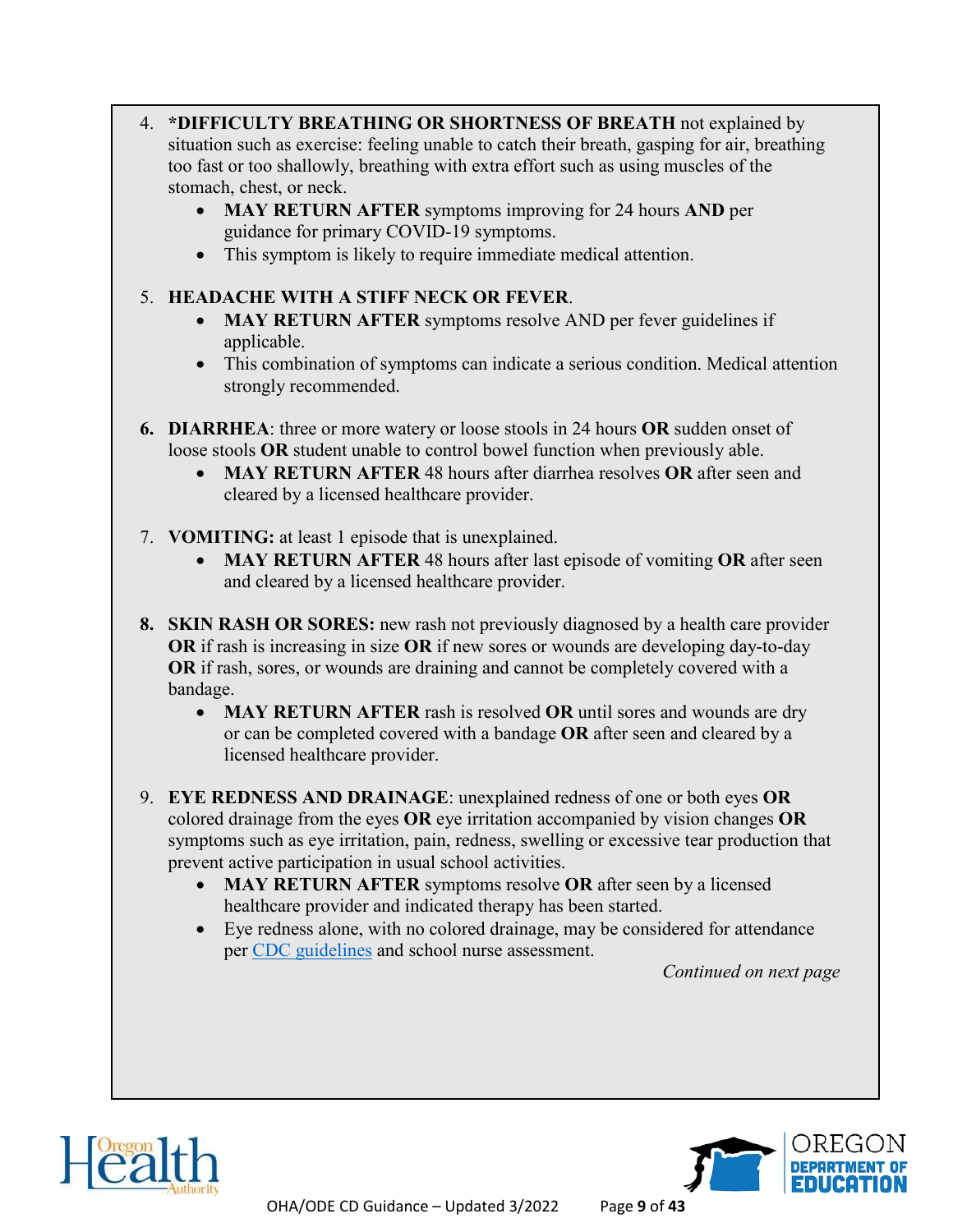4. ***DIFFICULTY BREATHING OR SHORTNESS OF BREATH** not explained by situation such as exercise: feeling unable to catch their breath, gasping for air, breathing too fast or too shallowly, breathing with extra effort such as using muscles of the stomach, chest, or neck.
   - **MAY RETURN AFTER** symptoms improving for 24 hours **AND** per guidance for primary COVID-19 symptoms.
   - This symptom is likely to require immediate medical attention.

5. **HEADACHE WITH A STIFF NECK OR FEVER**.
   - **MAY RETURN AFTER** symptoms resolve AND per fever guidelines if applicable.
   - This combination of symptoms can indicate a serious condition. Medical attention strongly recommended.

6. **DIARRHEA**: three or more watery or loose stools in 24 hours **OR** sudden onset of loose stools **OR** student unable to control bowel function when previously able.
   - **MAY RETURN AFTER** 48 hours after diarrhea resolves **OR** after seen and cleared by a licensed healthcare provider.

7. **VOMITING:** at least 1 episode that is unexplained.
   - **MAY RETURN AFTER** 48 hours after last episode of vomiting **OR** after seen and cleared by a licensed healthcare provider.

8. **SKIN RASH OR SORES:** new rash not previously diagnosed by a health care provider **OR** if rash is increasing in size **OR** if new sores or wounds are developing day-to-day **OR** if rash, sores, or wounds are draining and cannot be completely covered with a bandage.
   - **MAY RETURN AFTER** rash is resolved **OR** until sores and wounds are dry or can be completed covered with a bandage **OR** after seen and cleared by a licensed healthcare provider.

9. **EYE REDNESS AND DRAINAGE**: unexplained redness of one or both eyes **OR** colored drainage from the eyes **OR** eye irritation accompanied by vision changes **OR** symptoms such as eye irritation, pain, redness, swelling or excessive tear production that prevent active participation in usual school activities.
   - **MAY RETURN AFTER** symptoms resolve **OR** after seen by a licensed healthcare provider and indicated therapy has been started.
   - Eye redness alone, with no colored drainage, may be considered for attendance per CDC guidelines and school nurse assessment.

*Continued on next page*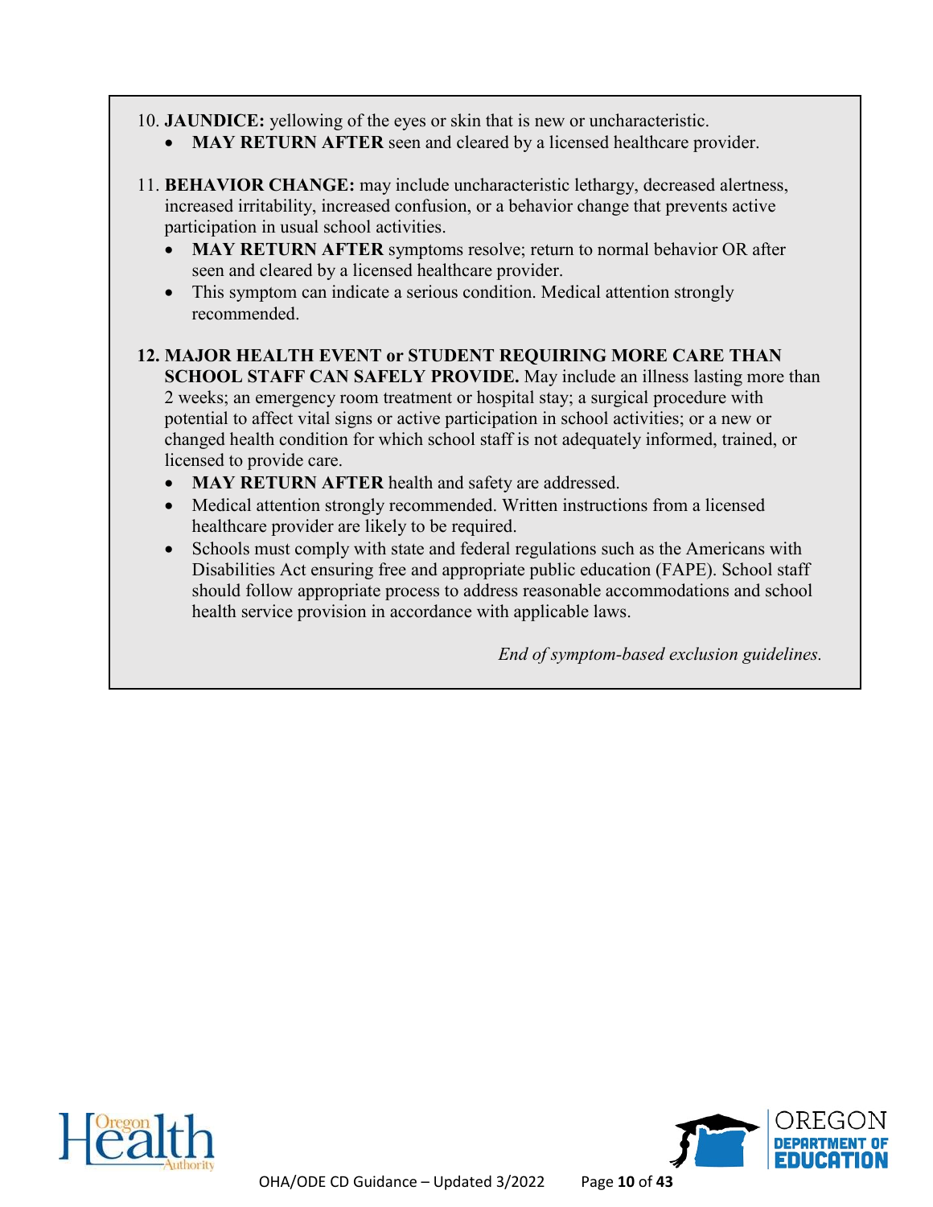10. **JAUNDICE:** yellowing of the eyes or skin that is new or uncharacteristic.
    - **MAY RETURN AFTER** seen and cleared by a licensed healthcare provider.

11. **BEHAVIOR CHANGE:** may include uncharacteristic lethargy, decreased alertness, increased irritability, increased confusion, or a behavior change that prevents active participation in usual school activities.
    - **MAY RETURN AFTER** symptoms resolve; return to normal behavior OR after seen and cleared by a licensed healthcare provider.
    - This symptom can indicate a serious condition. Medical attention strongly recommended.

12. **MAJOR HEALTH EVENT or STUDENT REQUIRING MORE CARE THAN SCHOOL STAFF CAN SAFELY PROVIDE.** May include an illness lasting more than 2 weeks; an emergency room treatment or hospital stay; a surgical procedure with potential to affect vital signs or active participation in school activities; or a new or changed health condition for which school staff is not adequately informed, trained, or licensed to provide care.
    - **MAY RETURN AFTER** health and safety are addressed.
    - Medical attention strongly recommended. Written instructions from a licensed healthcare provider are likely to be required.
    - Schools must comply with state and federal regulations such as the Americans with Disabilities Act ensuring free and appropriate public education (FAPE). School staff should follow appropriate process to address reasonable accommodations and school health service provision in accordance with applicable laws.

*End of symptom-based exclusion guidelines.*